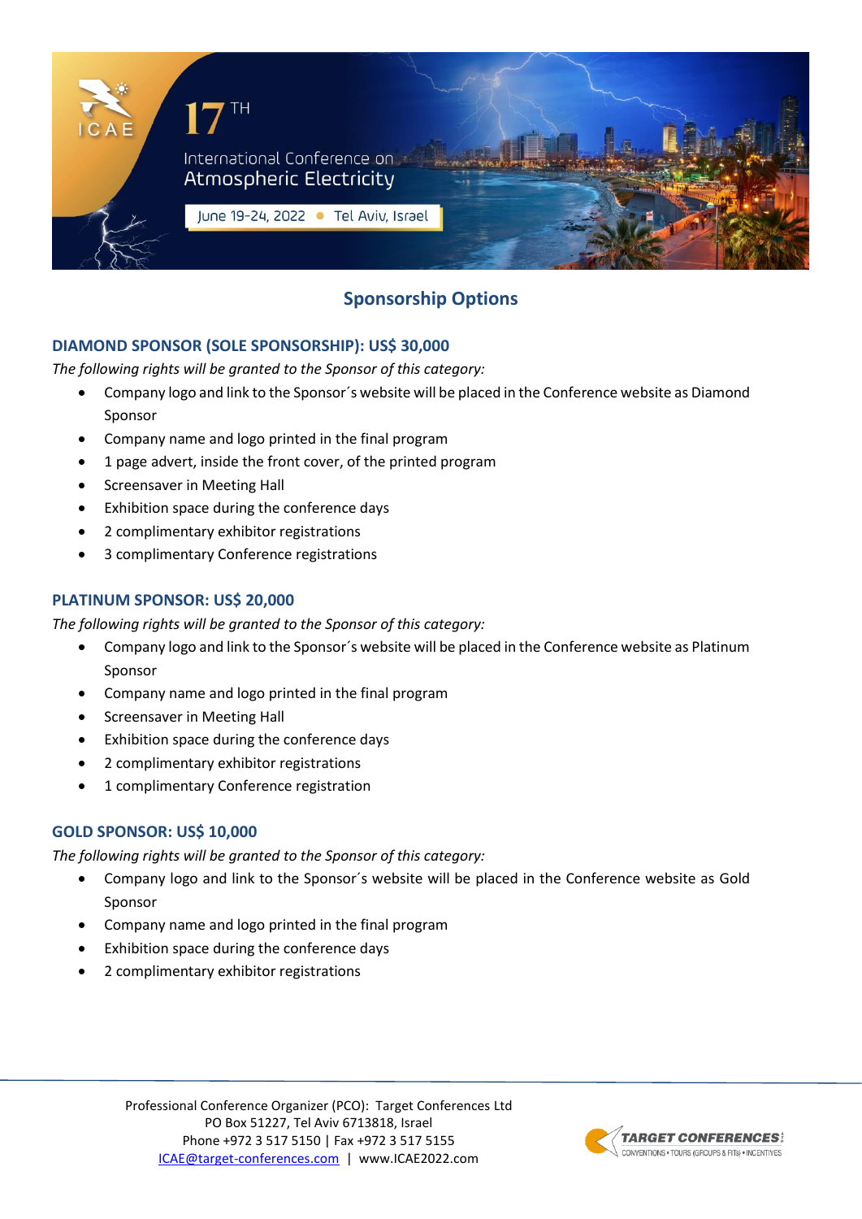17TH International Conference on Atmospheric Electricity

June 19-24, 2022 • Tel Aviv, Israel

## Sponsorship Options

### DIAMOND SPONSOR (SOLE SPONSORSHIP): US$ 30,000

*The following rights will be granted to the Sponsor of this category:*

- Company logo and link to the Sponsor´s website will be placed in the Conference website as Diamond Sponsor
- Company name and logo printed in the final program
- 1 page advert, inside the front cover, of the printed program
- Screensaver in Meeting Hall
- Exhibition space during the conference days
- 2 complimentary exhibitor registrations
- 3 complimentary Conference registrations

### PLATINUM SPONSOR: US$ 20,000

*The following rights will be granted to the Sponsor of this category:*

- Company logo and link to the Sponsor´s website will be placed in the Conference website as Platinum Sponsor
- Company name and logo printed in the final program
- Screensaver in Meeting Hall
- Exhibition space during the conference days
- 2 complimentary exhibitor registrations
- 1 complimentary Conference registration

### GOLD SPONSOR: US$ 10,000

*The following rights will be granted to the Sponsor of this category:*

- Company logo and link to the Sponsor´s website will be placed in the Conference website as Gold Sponsor
- Company name and logo printed in the final program
- Exhibition space during the conference days
- 2 complimentary exhibitor registrations

Professional Conference Organizer (PCO): Target Conferences Ltd
PO Box 51227, Tel Aviv 6713818, Israel
Phone +972 3 517 5150 | Fax +972 3 517 5155
ICAE@target-conferences.com | www.ICAE2022.com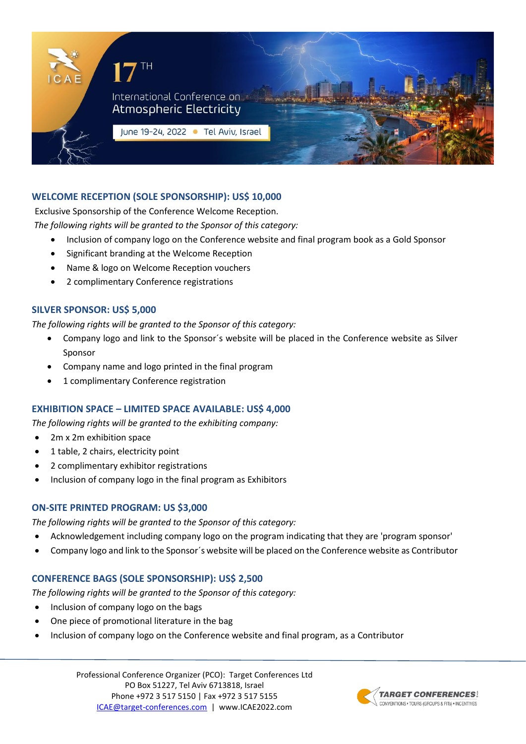## WELCOME RECEPTION (SOLE SPONSORSHIP): US$ 10,000

Exclusive Sponsorship of the Conference Welcome Reception.

*The following rights will be granted to the Sponsor of this category:*

- Inclusion of company logo on the Conference website and final program book as a Gold Sponsor
- Significant branding at the Welcome Reception
- Name & logo on Welcome Reception vouchers
- 2 complimentary Conference registrations

## SILVER SPONSOR: US$ 5,000

*The following rights will be granted to the Sponsor of this category:*

- Company logo and link to the Sponsor´s website will be placed in the Conference website as Silver Sponsor
- Company name and logo printed in the final program
- 1 complimentary Conference registration

## EXHIBITION SPACE – LIMITED SPACE AVAILABLE: US$ 4,000

*The following rights will be granted to the exhibiting company:*

- 2m x 2m exhibition space
- 1 table, 2 chairs, electricity point
- 2 complimentary exhibitor registrations
- Inclusion of company logo in the final program as Exhibitors

## ON-SITE PRINTED PROGRAM: US $3,000

*The following rights will be granted to the Sponsor of this category:*

- Acknowledgement including company logo on the program indicating that they are 'program sponsor'
- Company logo and link to the Sponsor´s website will be placed on the Conference website as Contributor

## CONFERENCE BAGS (SOLE SPONSORSHIP): US$ 2,500

*The following rights will be granted to the Sponsor of this category:*

- Inclusion of company logo on the bags
- One piece of promotional literature in the bag
- Inclusion of company logo on the Conference website and final program, as a Contributor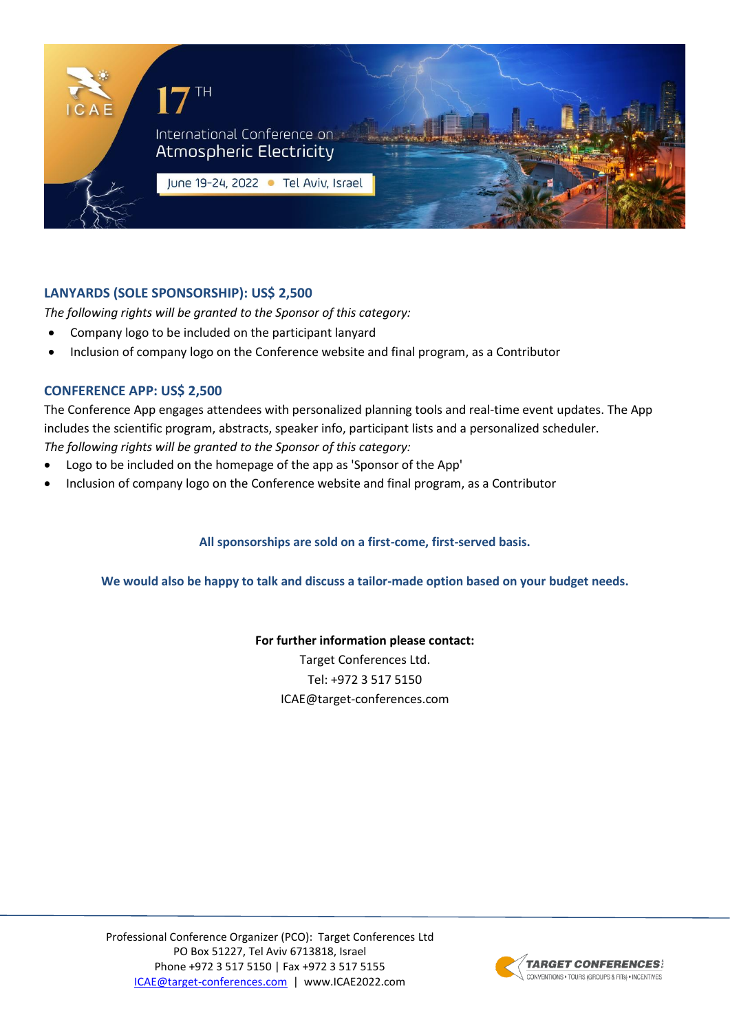## LANYARDS (SOLE SPONSORSHIP): US$ 2,500

*The following rights will be granted to the Sponsor of this category:*

- Company logo to be included on the participant lanyard
- Inclusion of company logo on the Conference website and final program, as a Contributor

## CONFERENCE APP: US$ 2,500

The Conference App engages attendees with personalized planning tools and real-time event updates. The App includes the scientific program, abstracts, speaker info, participant lists and a personalized scheduler.

*The following rights will be granted to the Sponsor of this category:*

- Logo to be included on the homepage of the app as 'Sponsor of the App'
- Inclusion of company logo on the Conference website and final program, as a Contributor

**All sponsorships are sold on a first-come, first-served basis.**

**We would also be happy to talk and discuss a tailor-made option based on your budget needs.**

**For further information please contact:**

Target Conferences Ltd.
Tel: +972 3 517 5150
ICAE@target-conferences.com